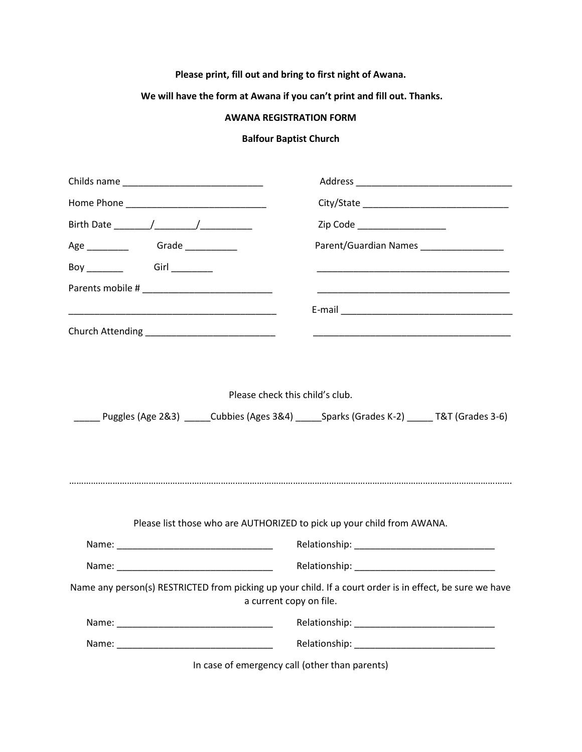**Please print, fill out and bring to first night of Awana.**

**We will have the form at Awana if you can't print and fill out. Thanks.**

**AWANA REGISTRATION FORM**

**Balfour Baptist Church**

Childs name ___________________________

Home Phone ___________________________

Birth Date _______/________/__________

Age ________ Grade __________

Boy _______ Girl ________

Parents mobile # _________________________

________________________________________

Church Attending _________________________

Address ______________________________

City/State ____________________________

Zip Code _________________

Parent/Guardian Names ________________

_____________________________________

_____________________________________

E-mail _________________________________

______________________________________

Please check this child's club.

_____ Puggles (Age 2&3) _____Cubbies (Ages 3&4) _____Sparks (Grades K-2) _____ T&T (Grades 3-6)

…………………………………………………………………………………………………………………………………………………………….

Please list those who are AUTHORIZED to pick up your child from AWANA.

Name: ______________________________ Relationship: ___________________________

Name: ______________________________ Relationship: ___________________________

Name any person(s) RESTRICTED from picking up your child. If a court order is in effect, be sure we have a current copy on file.

Name: ______________________________ Relationship: ___________________________

Name: ______________________________ Relationship: ___________________________

In case of emergency call (other than parents)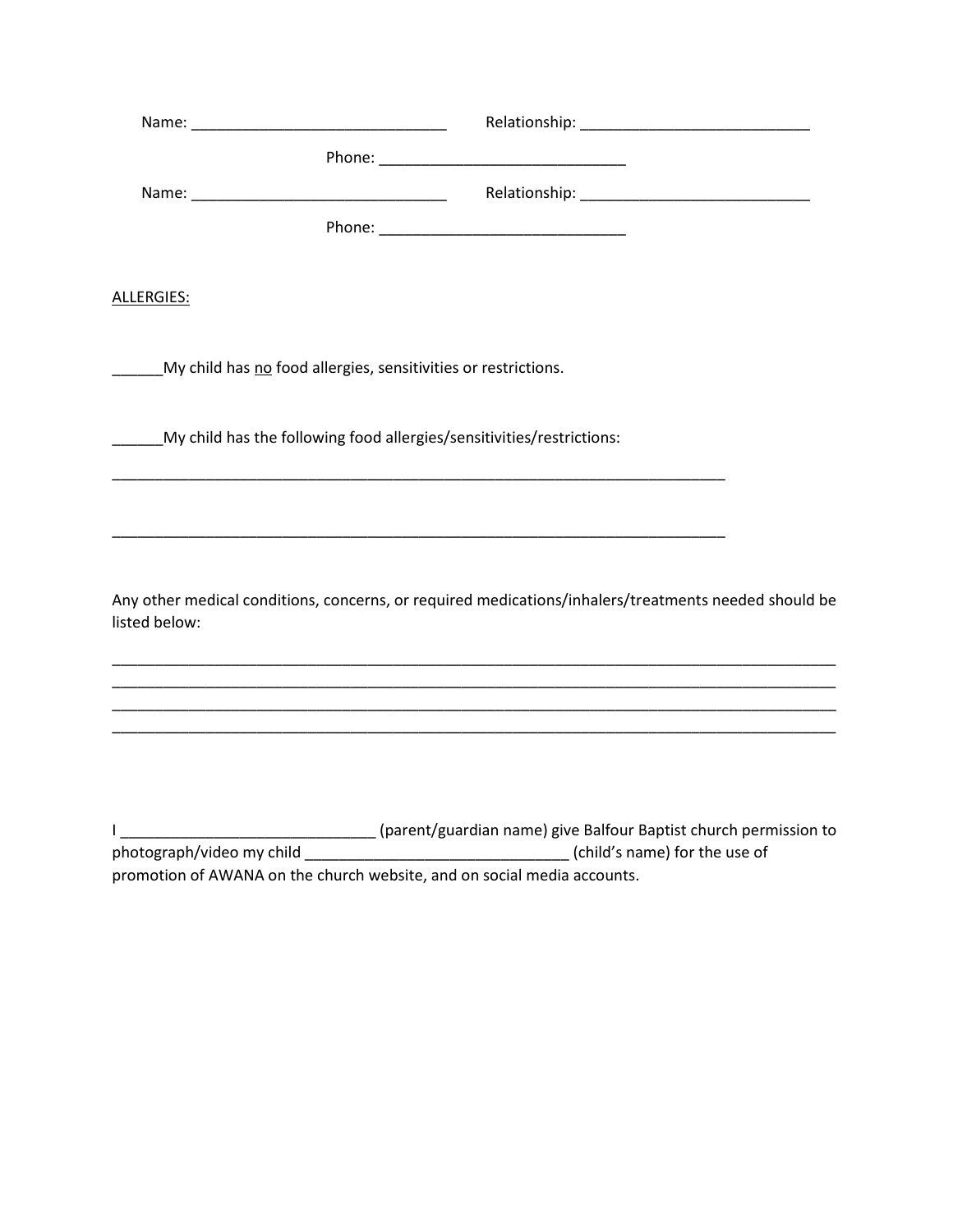Name: ______________________________ Relationship: ___________________________

Phone: ____________________________

Name: ______________________________ Relationship: ___________________________

Phone: ____________________________

<u>ALLERGIES:</u>

______My child has <u>no</u> food allergies, sensitivities or restrictions.

______My child has the following food allergies/sensitivities/restrictions:

_________________________________________________________________________

_________________________________________________________________________

Any other medical conditions, concerns, or required medications/inhalers/treatments needed should be listed below:

_____________________________________________________________________________________
_____________________________________________________________________________________
_____________________________________________________________________________________
_____________________________________________________________________________________

I _____________________________ (parent/guardian name) give Balfour Baptist church permission to photograph/video my child ______________________________ (child's name) for the use of promotion of AWANA on the church website, and on social media accounts.